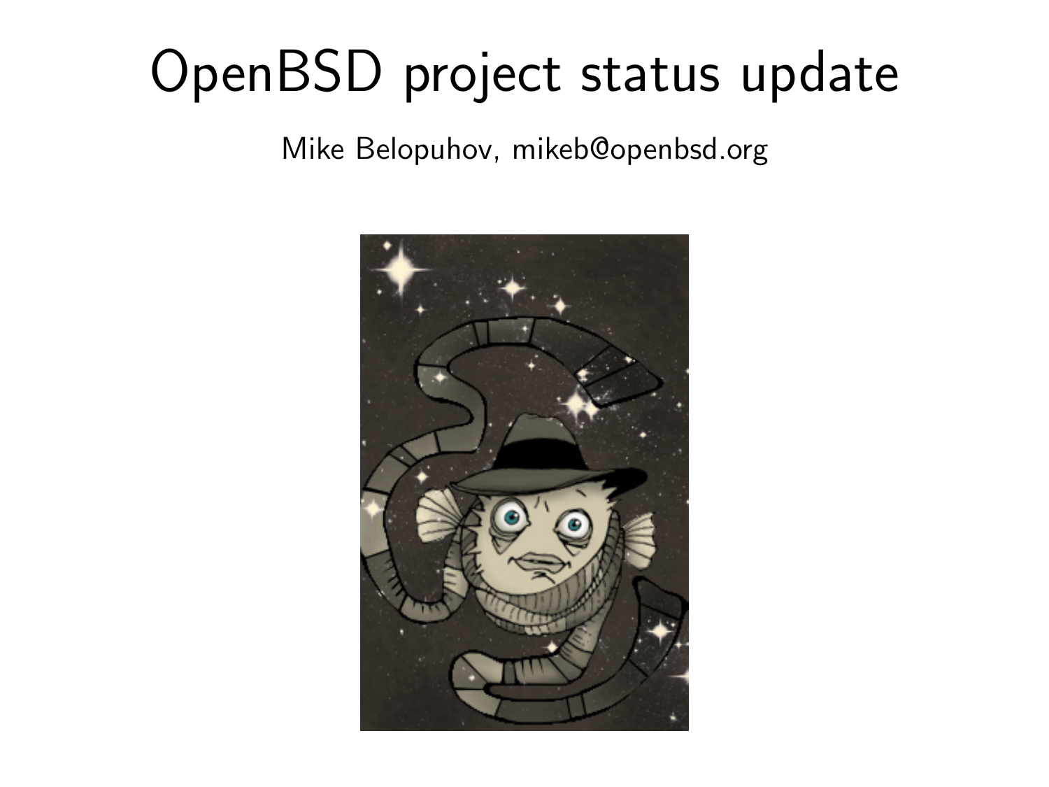# OpenBSD project status update

Mike Belopuhov, mikeb@openbsd.org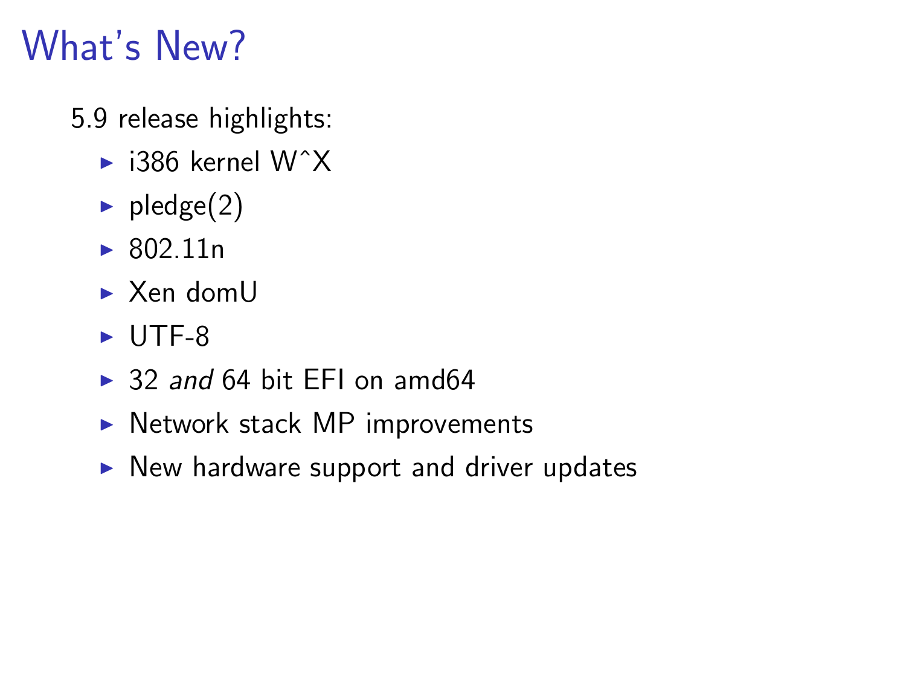# What's New?

5.9 release highlights:

- i386 kernel W^X
- pledge(2)
- 802.11n
- Xen domU
- UTF-8
- 32 *and* 64 bit EFI on amd64
- Network stack MP improvements
- New hardware support and driver updates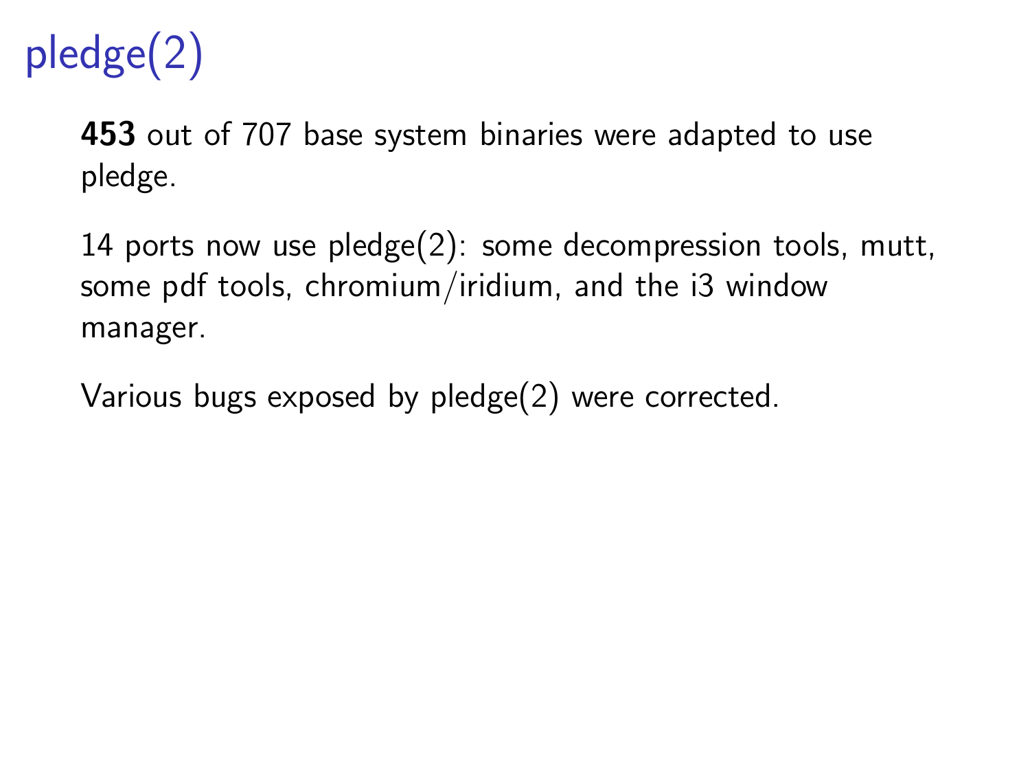# pledge(2)

**453** out of 707 base system binaries were adapted to use pledge.

14 ports now use pledge(2): some decompression tools, mutt, some pdf tools, chromium/iridium, and the i3 window manager.

Various bugs exposed by pledge(2) were corrected.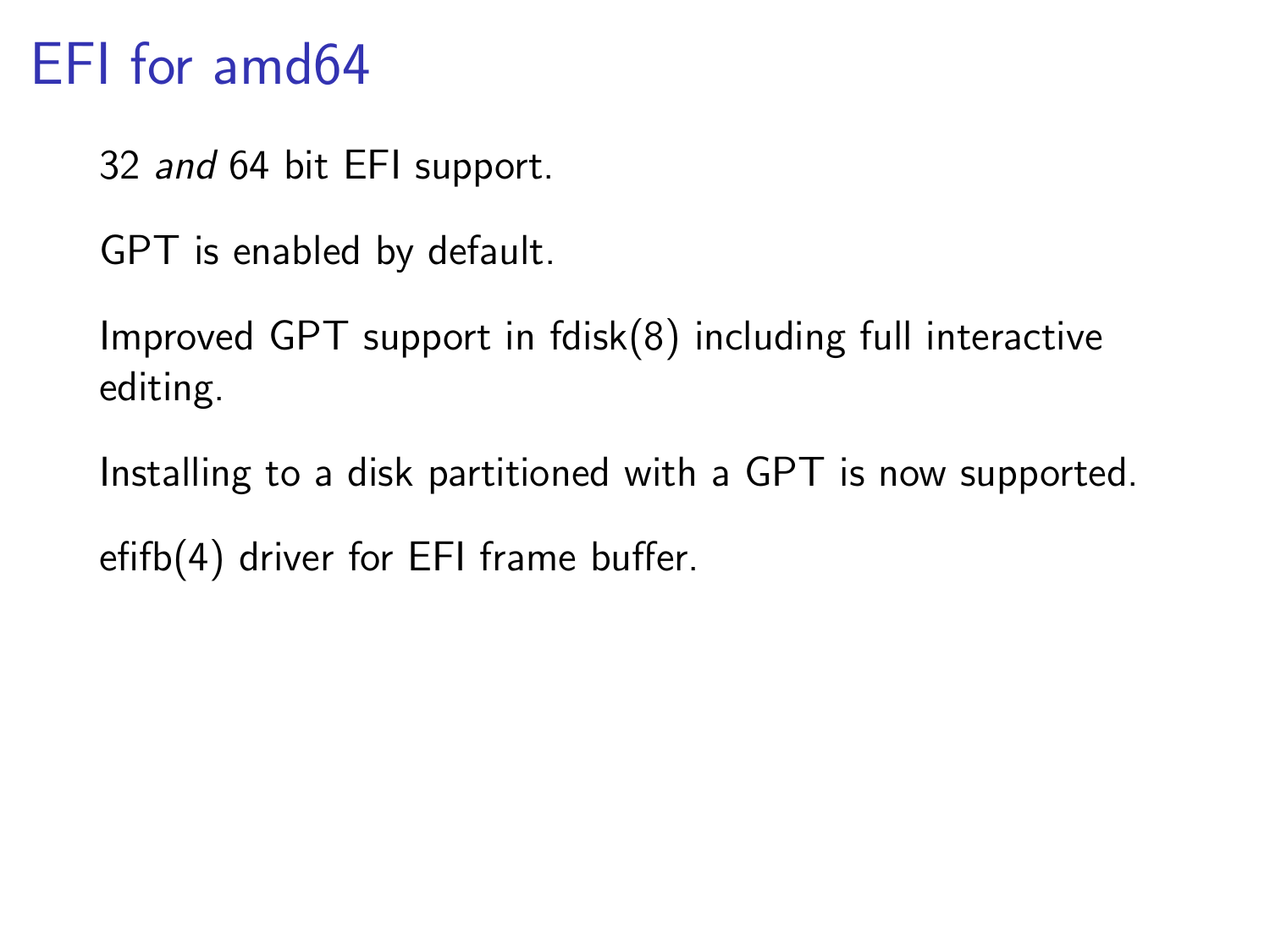# EFI for amd64

32 *and* 64 bit EFI support.

GPT is enabled by default.

Improved GPT support in fdisk(8) including full interactive editing.

Installing to a disk partitioned with a GPT is now supported.

efifb(4) driver for EFI frame buffer.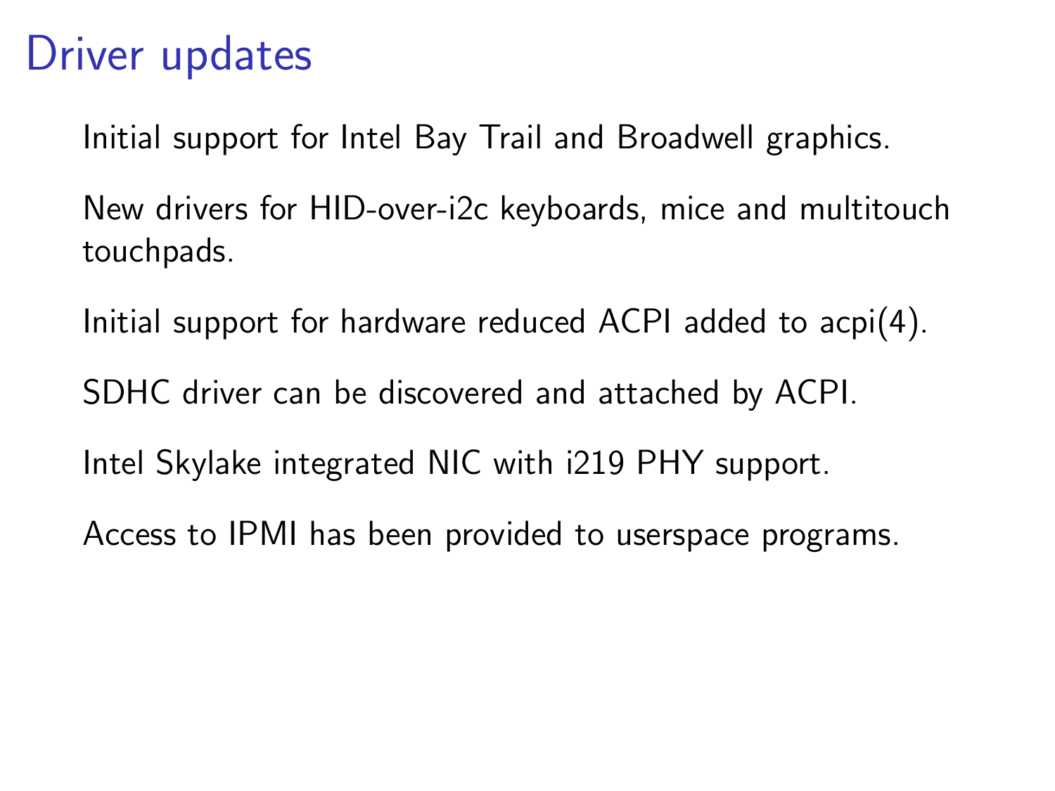# Driver updates

Initial support for Intel Bay Trail and Broadwell graphics.

New drivers for HID-over-i2c keyboards, mice and multitouch touchpads.

Initial support for hardware reduced ACPI added to acpi(4).

SDHC driver can be discovered and attached by ACPI.

Intel Skylake integrated NIC with i219 PHY support.

Access to IPMI has been provided to userspace programs.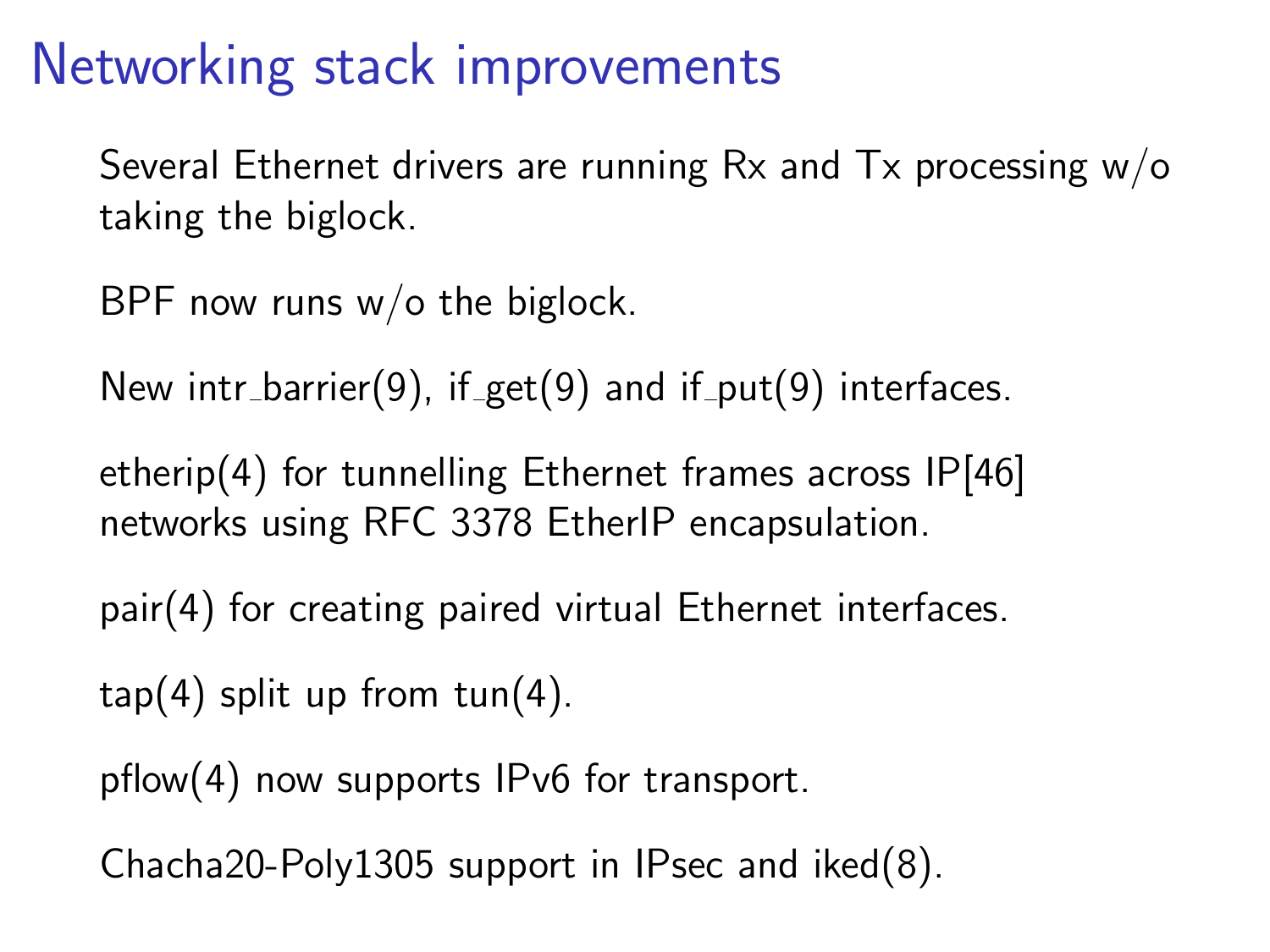# Networking stack improvements

Several Ethernet drivers are running Rx and Tx processing w/o taking the biglock.

BPF now runs w/o the biglock.

New intr_barrier(9), if_get(9) and if_put(9) interfaces.

etherip(4) for tunnelling Ethernet frames across IP[46] networks using RFC 3378 EtherIP encapsulation.

pair(4) for creating paired virtual Ethernet interfaces.

tap(4) split up from tun(4).

pflow(4) now supports IPv6 for transport.

Chacha20-Poly1305 support in IPsec and iked(8).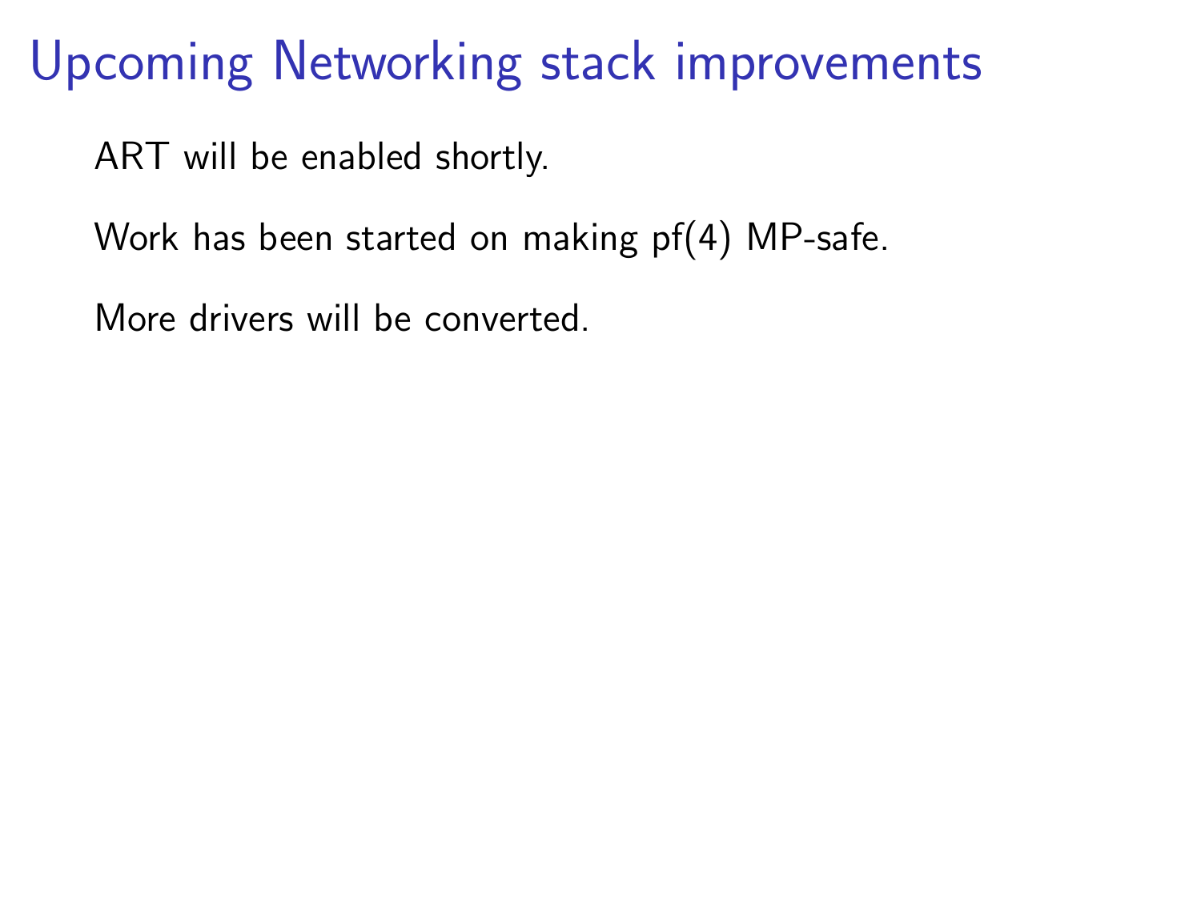# Upcoming Networking stack improvements

ART will be enabled shortly.

Work has been started on making pf(4) MP-safe.

More drivers will be converted.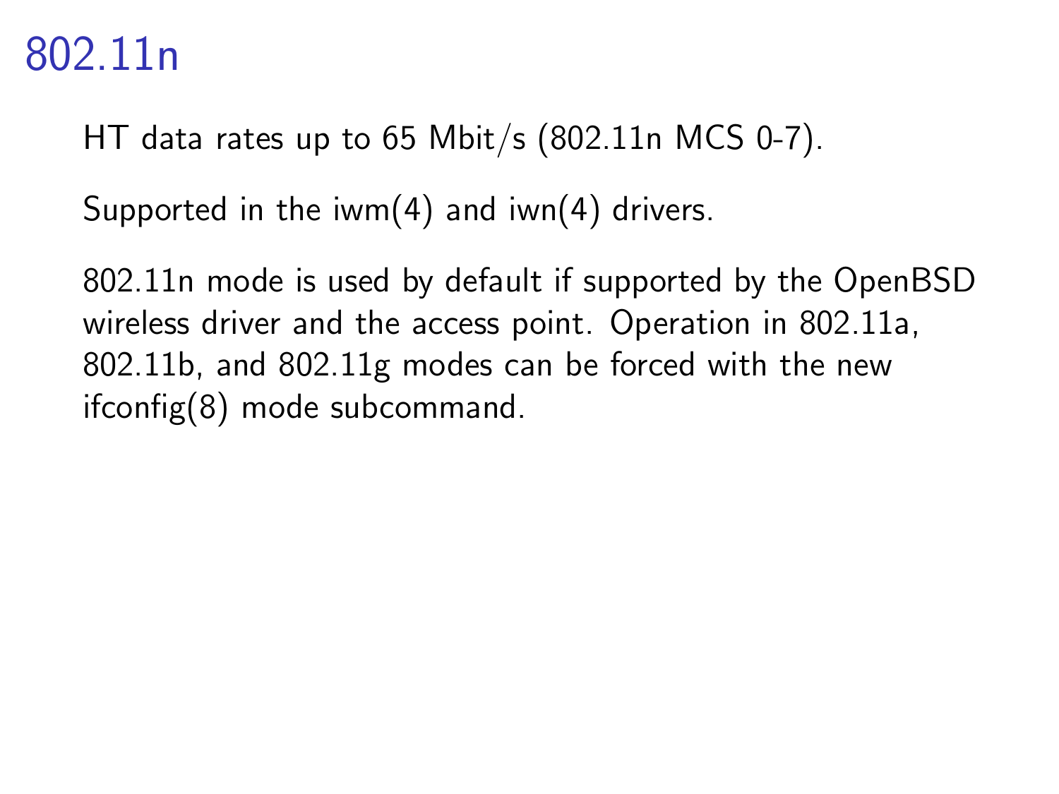# 802.11n

HT data rates up to 65 Mbit/s (802.11n MCS 0-7).

Supported in the iwm(4) and iwn(4) drivers.

802.11n mode is used by default if supported by the OpenBSD wireless driver and the access point. Operation in 802.11a, 802.11b, and 802.11g modes can be forced with the new ifconfig(8) mode subcommand.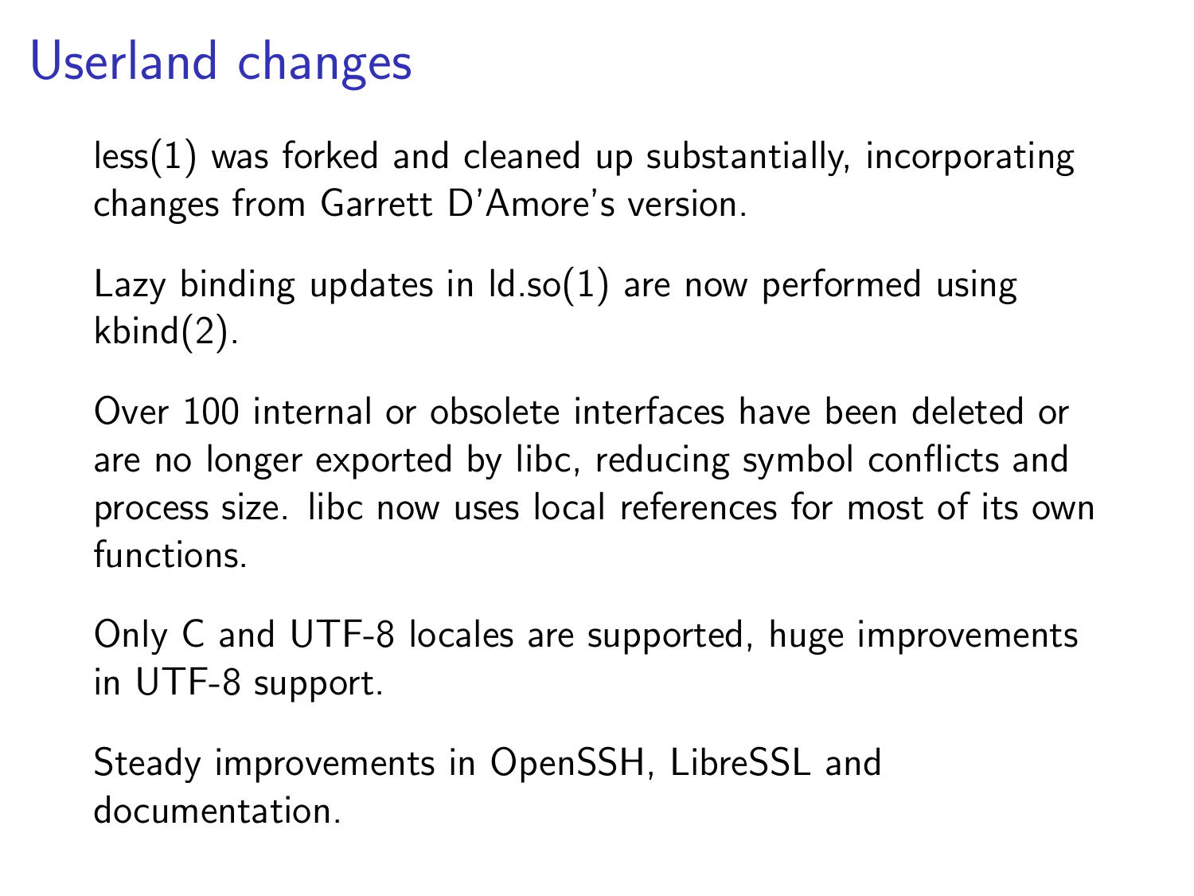# Userland changes

less(1) was forked and cleaned up substantially, incorporating changes from Garrett D'Amore's version.

Lazy binding updates in ld.so(1) are now performed using kbind(2).

Over 100 internal or obsolete interfaces have been deleted or are no longer exported by libc, reducing symbol conflicts and process size. libc now uses local references for most of its own functions.

Only C and UTF-8 locales are supported, huge improvements in UTF-8 support.

Steady improvements in OpenSSH, LibreSSL and documentation.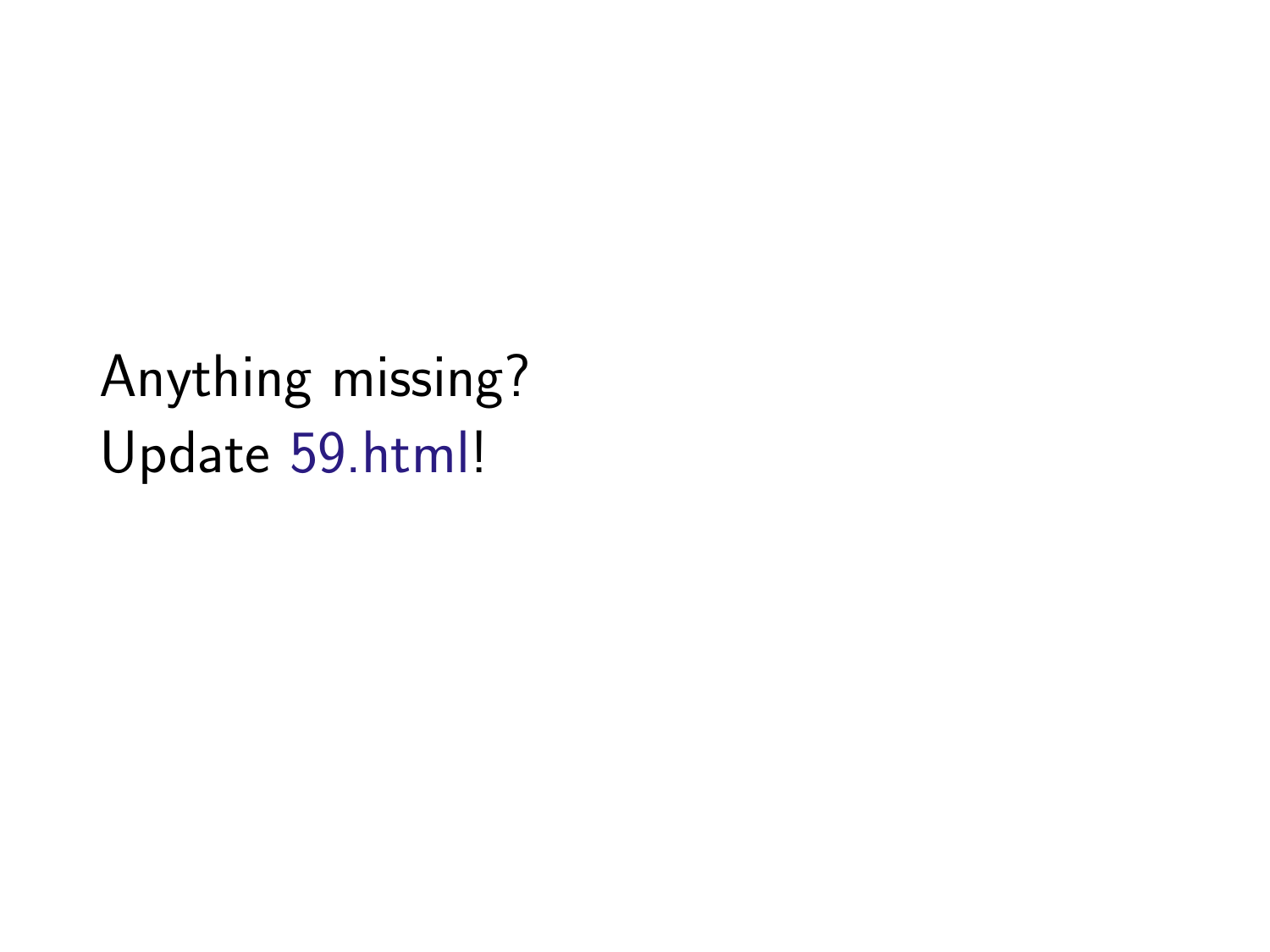Anything missing?
Update 59.html!